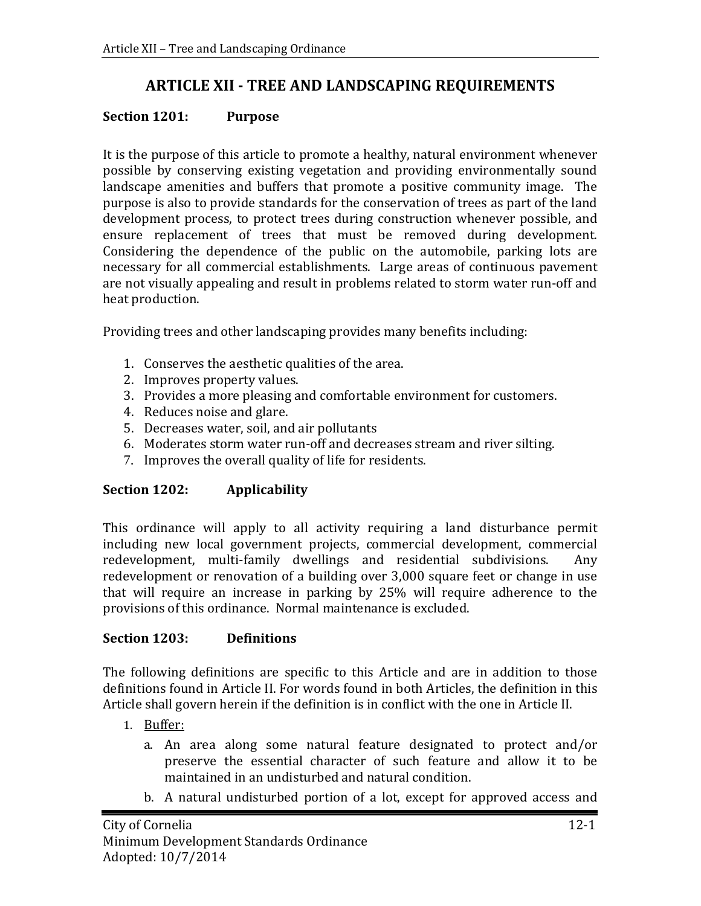# ARTICLE XII - TREE AND LANDSCAPING REQUIREMENTS

## Section 1201: Purpose

It is the purpose of this article to promote a healthy, natural environment whenever possible by conserving existing vegetation and providing environmentally sound landscape amenities and buffers that promote a positive community image. The purpose is also to provide standards for the conservation of trees as part of the land development process, to protect trees during construction whenever possible, and ensure replacement of trees that must be removed during development. Considering the dependence of the public on the automobile, parking lots are necessary for all commercial establishments. Large areas of continuous pavement are not visually appealing and result in problems related to storm water run-off and heat production.

Providing trees and other landscaping provides many benefits including:

1. Conserves the aesthetic qualities of the area.
2. Improves property values.
3. Provides a more pleasing and comfortable environment for customers.
4. Reduces noise and glare.
5. Decreases water, soil, and air pollutants
6. Moderates storm water run-off and decreases stream and river silting.
7. Improves the overall quality of life for residents.

## Section 1202: Applicability

This ordinance will apply to all activity requiring a land disturbance permit including new local government projects, commercial development, commercial redevelopment, multi-family dwellings and residential subdivisions. Any redevelopment or renovation of a building over 3,000 square feet or change in use that will require an increase in parking by 25% will require adherence to the provisions of this ordinance. Normal maintenance is excluded.

## Section 1203: Definitions

The following definitions are specific to this Article and are in addition to those definitions found in Article II. For words found in both Articles, the definition in this Article shall govern herein if the definition is in conflict with the one in Article II.

1. Buffer:
   a. An area along some natural feature designated to protect and/or preserve the essential character of such feature and allow it to be maintained in an undisturbed and natural condition.
   b. A natural undisturbed portion of a lot, except for approved access and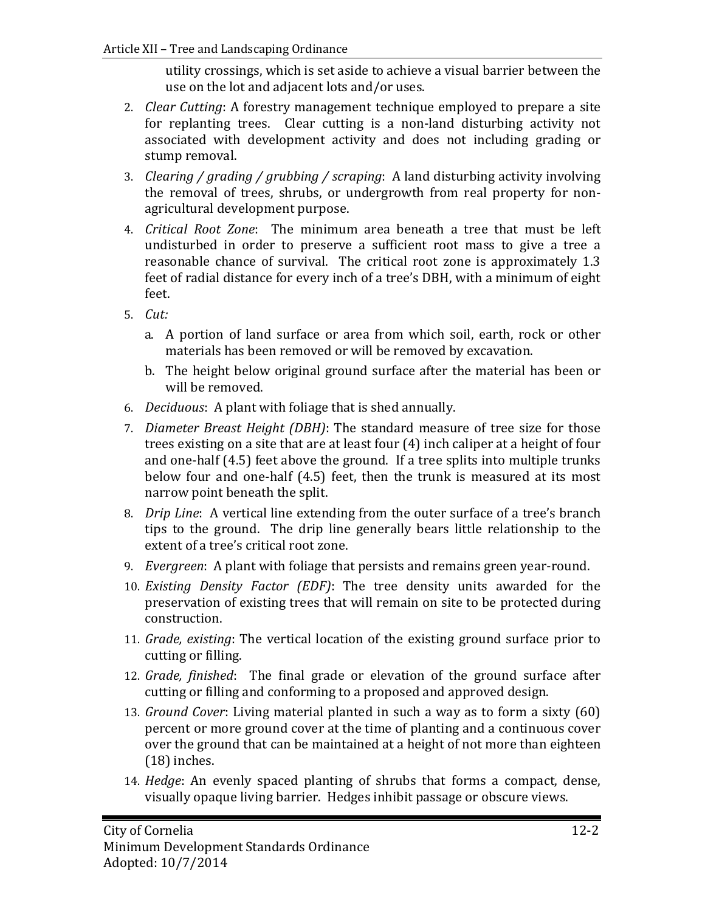utility crossings, which is set aside to achieve a visual barrier between the use on the lot and adjacent lots and/or uses.

2. *Clear Cutting*: A forestry management technique employed to prepare a site for replanting trees. Clear cutting is a non-land disturbing activity not associated with development activity and does not including grading or stump removal.
3. *Clearing / grading / grubbing / scraping*: A land disturbing activity involving the removal of trees, shrubs, or undergrowth from real property for non-agricultural development purpose.
4. *Critical Root Zone*: The minimum area beneath a tree that must be left undisturbed in order to preserve a sufficient root mass to give a tree a reasonable chance of survival. The critical root zone is approximately 1.3 feet of radial distance for every inch of a tree's DBH, with a minimum of eight feet.
5. *Cut:*
   a. A portion of land surface or area from which soil, earth, rock or other materials has been removed or will be removed by excavation.
   b. The height below original ground surface after the material has been or will be removed.
6. *Deciduous*: A plant with foliage that is shed annually.
7. *Diameter Breast Height (DBH)*: The standard measure of tree size for those trees existing on a site that are at least four (4) inch caliper at a height of four and one-half (4.5) feet above the ground. If a tree splits into multiple trunks below four and one-half (4.5) feet, then the trunk is measured at its most narrow point beneath the split.
8. *Drip Line*: A vertical line extending from the outer surface of a tree's branch tips to the ground. The drip line generally bears little relationship to the extent of a tree's critical root zone.
9. *Evergreen*: A plant with foliage that persists and remains green year-round.
10. *Existing Density Factor (EDF)*: The tree density units awarded for the preservation of existing trees that will remain on site to be protected during construction.
11. *Grade, existing*: The vertical location of the existing ground surface prior to cutting or filling.
12. *Grade, finished*: The final grade or elevation of the ground surface after cutting or filling and conforming to a proposed and approved design.
13. *Ground Cover*: Living material planted in such a way as to form a sixty (60) percent or more ground cover at the time of planting and a continuous cover over the ground that can be maintained at a height of not more than eighteen (18) inches.
14. *Hedge*: An evenly spaced planting of shrubs that forms a compact, dense, visually opaque living barrier. Hedges inhibit passage or obscure views.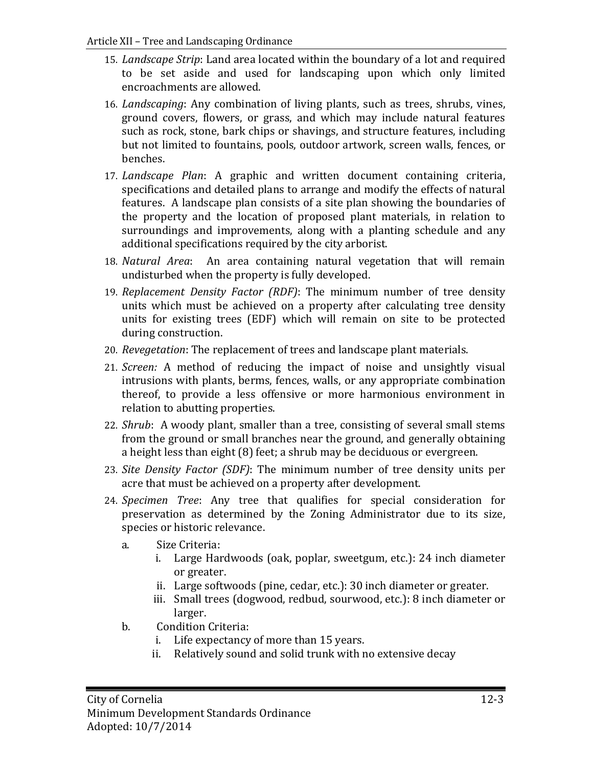15. *Landscape Strip*: Land area located within the boundary of a lot and required to be set aside and used for landscaping upon which only limited encroachments are allowed.
16. *Landscaping*: Any combination of living plants, such as trees, shrubs, vines, ground covers, flowers, or grass, and which may include natural features such as rock, stone, bark chips or shavings, and structure features, including but not limited to fountains, pools, outdoor artwork, screen walls, fences, or benches.
17. *Landscape Plan*: A graphic and written document containing criteria, specifications and detailed plans to arrange and modify the effects of natural features. A landscape plan consists of a site plan showing the boundaries of the property and the location of proposed plant materials, in relation to surroundings and improvements, along with a planting schedule and any additional specifications required by the city arborist.
18. *Natural Area*: An area containing natural vegetation that will remain undisturbed when the property is fully developed.
19. *Replacement Density Factor (RDF)*: The minimum number of tree density units which must be achieved on a property after calculating tree density units for existing trees (EDF) which will remain on site to be protected during construction.
20. *Revegetation*: The replacement of trees and landscape plant materials.
21. *Screen:* A method of reducing the impact of noise and unsightly visual intrusions with plants, berms, fences, walls, or any appropriate combination thereof, to provide a less offensive or more harmonious environment in relation to abutting properties.
22. *Shrub*: A woody plant, smaller than a tree, consisting of several small stems from the ground or small branches near the ground, and generally obtaining a height less than eight (8) feet; a shrub may be deciduous or evergreen.
23. *Site Density Factor (SDF)*: The minimum number of tree density units per acre that must be achieved on a property after development.
24. *Specimen Tree*: Any tree that qualifies for special consideration for preservation as determined by the Zoning Administrator due to its size, species or historic relevance.
    a. Size Criteria:
        i. Large Hardwoods (oak, poplar, sweetgum, etc.): 24 inch diameter or greater.
        ii. Large softwoods (pine, cedar, etc.): 30 inch diameter or greater.
        iii. Small trees (dogwood, redbud, sourwood, etc.): 8 inch diameter or larger.
    b. Condition Criteria:
        i. Life expectancy of more than 15 years.
        ii. Relatively sound and solid trunk with no extensive decay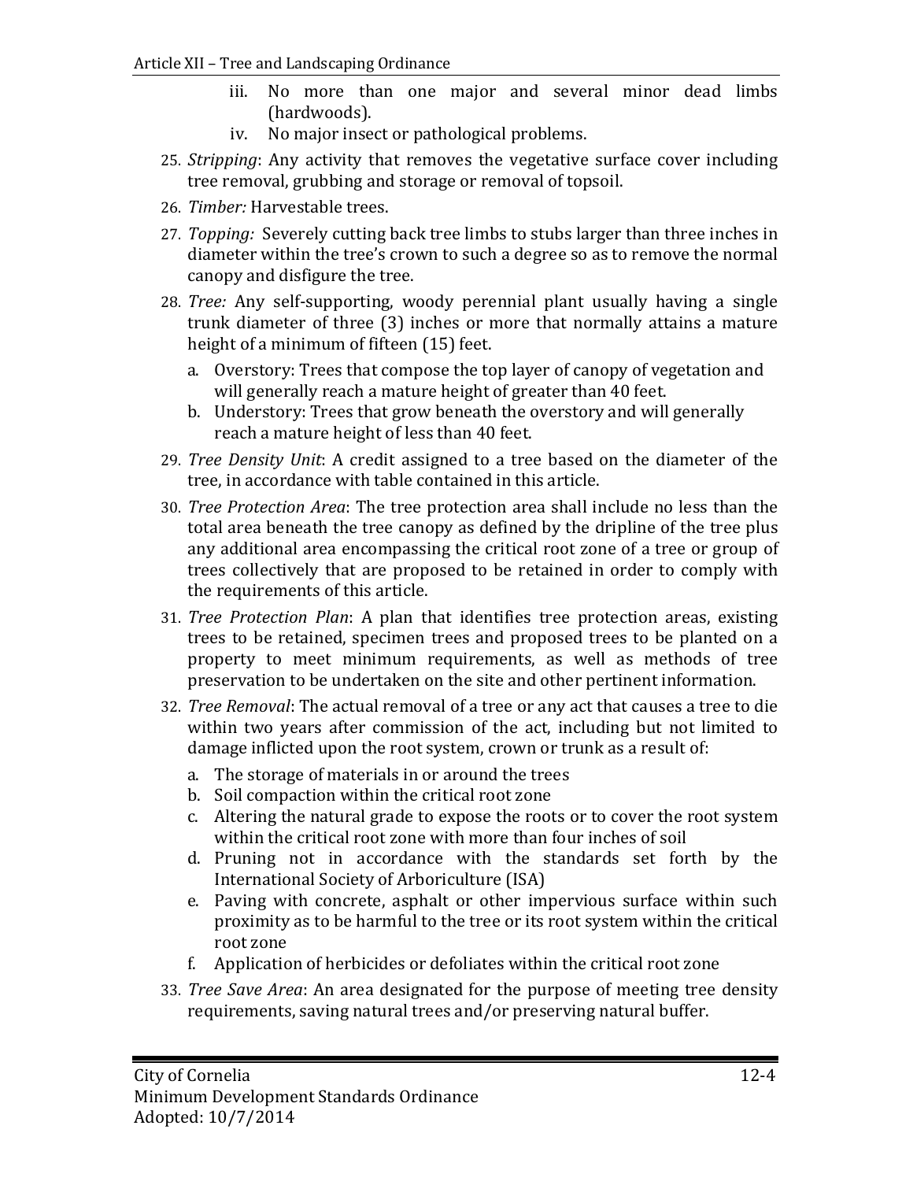iii. No more than one major and several minor dead limbs (hardwoods).
   iv. No major insect or pathological problems.

25. *Stripping*: Any activity that removes the vegetative surface cover including tree removal, grubbing and storage or removal of topsoil.
26. *Timber:* Harvestable trees.
27. *Topping:* Severely cutting back tree limbs to stubs larger than three inches in diameter within the tree's crown to such a degree so as to remove the normal canopy and disfigure the tree.
28. *Tree:* Any self-supporting, woody perennial plant usually having a single trunk diameter of three (3) inches or more that normally attains a mature height of a minimum of fifteen (15) feet.
    a. Overstory: Trees that compose the top layer of canopy of vegetation and will generally reach a mature height of greater than 40 feet.
    b. Understory: Trees that grow beneath the overstory and will generally reach a mature height of less than 40 feet.
29. *Tree Density Unit*: A credit assigned to a tree based on the diameter of the tree, in accordance with table contained in this article.
30. *Tree Protection Area*: The tree protection area shall include no less than the total area beneath the tree canopy as defined by the dripline of the tree plus any additional area encompassing the critical root zone of a tree or group of trees collectively that are proposed to be retained in order to comply with the requirements of this article.
31. *Tree Protection Plan*: A plan that identifies tree protection areas, existing trees to be retained, specimen trees and proposed trees to be planted on a property to meet minimum requirements, as well as methods of tree preservation to be undertaken on the site and other pertinent information.
32. *Tree Removal*: The actual removal of a tree or any act that causes a tree to die within two years after commission of the act, including but not limited to damage inflicted upon the root system, crown or trunk as a result of:
    a. The storage of materials in or around the trees
    b. Soil compaction within the critical root zone
    c. Altering the natural grade to expose the roots or to cover the root system within the critical root zone with more than four inches of soil
    d. Pruning not in accordance with the standards set forth by the International Society of Arboriculture (ISA)
    e. Paving with concrete, asphalt or other impervious surface within such proximity as to be harmful to the tree or its root system within the critical root zone
    f. Application of herbicides or defoliates within the critical root zone
33. *Tree Save Area*: An area designated for the purpose of meeting tree density requirements, saving natural trees and/or preserving natural buffer.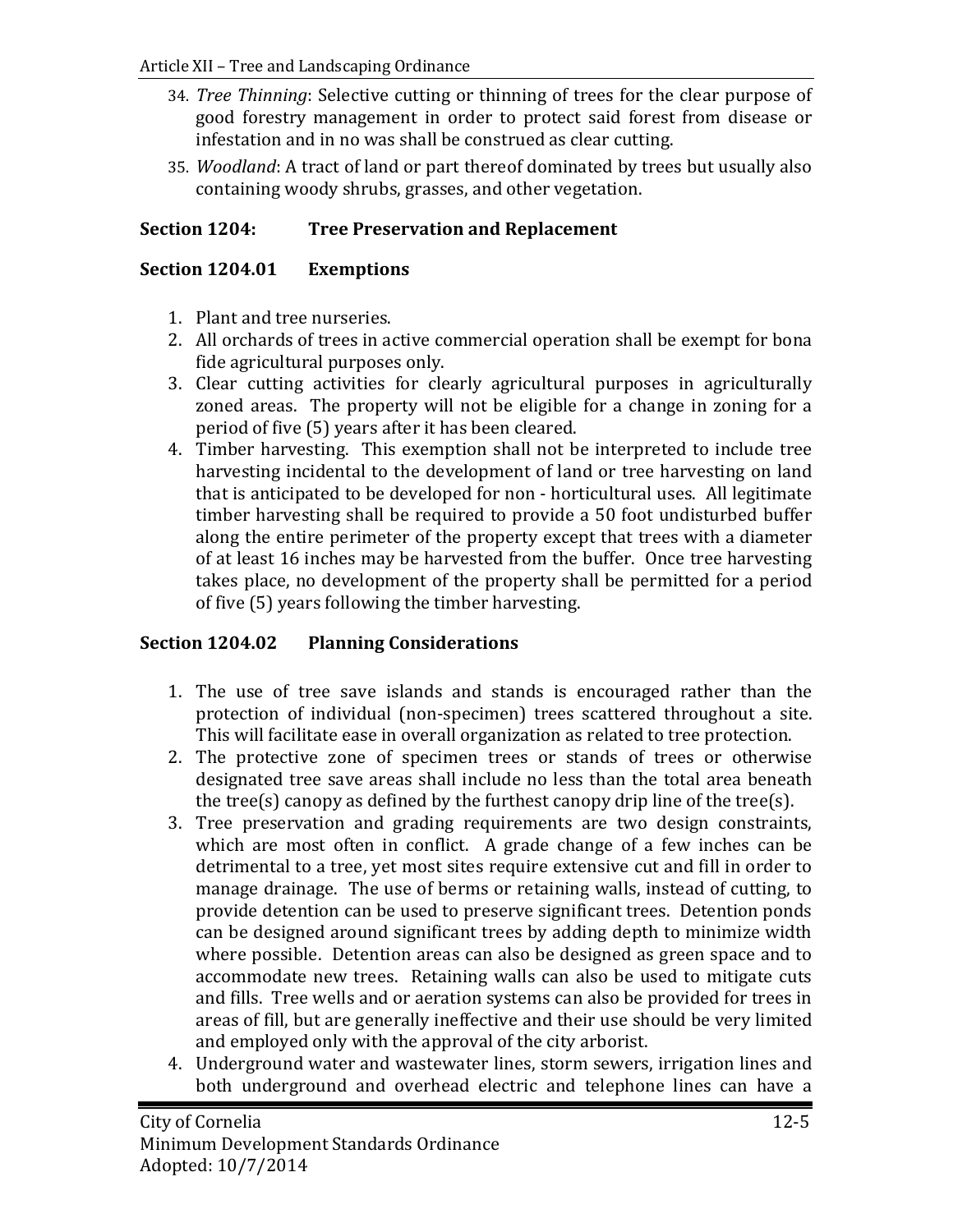34. *Tree Thinning*: Selective cutting or thinning of trees for the clear purpose of good forestry management in order to protect said forest from disease or infestation and in no was shall be construed as clear cutting.
35. *Woodland*: A tract of land or part thereof dominated by trees but usually also containing woody shrubs, grasses, and other vegetation.

## Section 1204: Tree Preservation and Replacement

### Section 1204.01 Exemptions

1. Plant and tree nurseries.
2. All orchards of trees in active commercial operation shall be exempt for bona fide agricultural purposes only.
3. Clear cutting activities for clearly agricultural purposes in agriculturally zoned areas. The property will not be eligible for a change in zoning for a period of five (5) years after it has been cleared.
4. Timber harvesting. This exemption shall not be interpreted to include tree harvesting incidental to the development of land or tree harvesting on land that is anticipated to be developed for non - horticultural uses. All legitimate timber harvesting shall be required to provide a 50 foot undisturbed buffer along the entire perimeter of the property except that trees with a diameter of at least 16 inches may be harvested from the buffer. Once tree harvesting takes place, no development of the property shall be permitted for a period of five (5) years following the timber harvesting.

### Section 1204.02 Planning Considerations

1. The use of tree save islands and stands is encouraged rather than the protection of individual (non-specimen) trees scattered throughout a site. This will facilitate ease in overall organization as related to tree protection.
2. The protective zone of specimen trees or stands of trees or otherwise designated tree save areas shall include no less than the total area beneath the tree(s) canopy as defined by the furthest canopy drip line of the tree(s).
3. Tree preservation and grading requirements are two design constraints, which are most often in conflict. A grade change of a few inches can be detrimental to a tree, yet most sites require extensive cut and fill in order to manage drainage. The use of berms or retaining walls, instead of cutting, to provide detention can be used to preserve significant trees. Detention ponds can be designed around significant trees by adding depth to minimize width where possible. Detention areas can also be designed as green space and to accommodate new trees. Retaining walls can also be used to mitigate cuts and fills. Tree wells and or aeration systems can also be provided for trees in areas of fill, but are generally ineffective and their use should be very limited and employed only with the approval of the city arborist.
4. Underground water and wastewater lines, storm sewers, irrigation lines and both underground and overhead electric and telephone lines can have a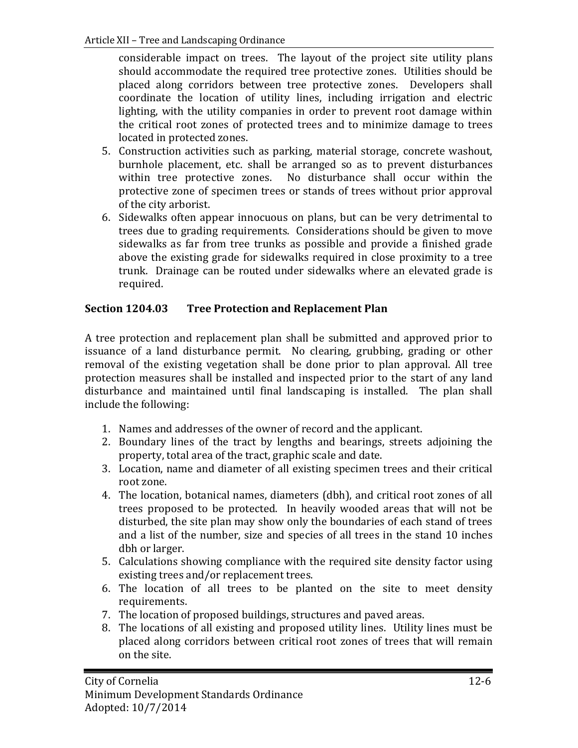considerable impact on trees. The layout of the project site utility plans should accommodate the required tree protective zones. Utilities should be placed along corridors between tree protective zones. Developers shall coordinate the location of utility lines, including irrigation and electric lighting, with the utility companies in order to prevent root damage within the critical root zones of protected trees and to minimize damage to trees located in protected zones.

5. Construction activities such as parking, material storage, concrete washout, burnhole placement, etc. shall be arranged so as to prevent disturbances within tree protective zones. No disturbance shall occur within the protective zone of specimen trees or stands of trees without prior approval of the city arborist.
6. Sidewalks often appear innocuous on plans, but can be very detrimental to trees due to grading requirements. Considerations should be given to move sidewalks as far from tree trunks as possible and provide a finished grade above the existing grade for sidewalks required in close proximity to a tree trunk. Drainage can be routed under sidewalks where an elevated grade is required.

### Section 1204.03 Tree Protection and Replacement Plan

A tree protection and replacement plan shall be submitted and approved prior to issuance of a land disturbance permit. No clearing, grubbing, grading or other removal of the existing vegetation shall be done prior to plan approval. All tree protection measures shall be installed and inspected prior to the start of any land disturbance and maintained until final landscaping is installed. The plan shall include the following:

1. Names and addresses of the owner of record and the applicant.
2. Boundary lines of the tract by lengths and bearings, streets adjoining the property, total area of the tract, graphic scale and date.
3. Location, name and diameter of all existing specimen trees and their critical root zone.
4. The location, botanical names, diameters (dbh), and critical root zones of all trees proposed to be protected. In heavily wooded areas that will not be disturbed, the site plan may show only the boundaries of each stand of trees and a list of the number, size and species of all trees in the stand 10 inches dbh or larger.
5. Calculations showing compliance with the required site density factor using existing trees and/or replacement trees.
6. The location of all trees to be planted on the site to meet density requirements.
7. The location of proposed buildings, structures and paved areas.
8. The locations of all existing and proposed utility lines. Utility lines must be placed along corridors between critical root zones of trees that will remain on the site.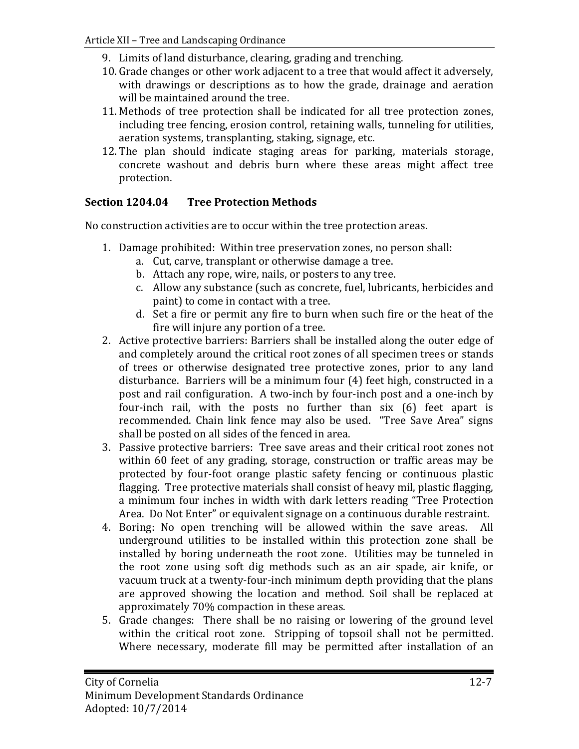9. Limits of land disturbance, clearing, grading and trenching.
10. Grade changes or other work adjacent to a tree that would affect it adversely, with drawings or descriptions as to how the grade, drainage and aeration will be maintained around the tree.
11. Methods of tree protection shall be indicated for all tree protection zones, including tree fencing, erosion control, retaining walls, tunneling for utilities, aeration systems, transplanting, staking, signage, etc.
12. The plan should indicate staging areas for parking, materials storage, concrete washout and debris burn where these areas might affect tree protection.

### Section 1204.04 Tree Protection Methods

No construction activities are to occur within the tree protection areas.

1. Damage prohibited: Within tree preservation zones, no person shall:
   a. Cut, carve, transplant or otherwise damage a tree.
   b. Attach any rope, wire, nails, or posters to any tree.
   c. Allow any substance (such as concrete, fuel, lubricants, herbicides and paint) to come in contact with a tree.
   d. Set a fire or permit any fire to burn when such fire or the heat of the fire will injure any portion of a tree.
2. Active protective barriers: Barriers shall be installed along the outer edge of and completely around the critical root zones of all specimen trees or stands of trees or otherwise designated tree protective zones, prior to any land disturbance. Barriers will be a minimum four (4) feet high, constructed in a post and rail configuration. A two-inch by four-inch post and a one-inch by four-inch rail, with the posts no further than six (6) feet apart is recommended. Chain link fence may also be used. "Tree Save Area" signs shall be posted on all sides of the fenced in area.
3. Passive protective barriers: Tree save areas and their critical root zones not within 60 feet of any grading, storage, construction or traffic areas may be protected by four-foot orange plastic safety fencing or continuous plastic flagging. Tree protective materials shall consist of heavy mil, plastic flagging, a minimum four inches in width with dark letters reading "Tree Protection Area. Do Not Enter" or equivalent signage on a continuous durable restraint.
4. Boring: No open trenching will be allowed within the save areas. All underground utilities to be installed within this protection zone shall be installed by boring underneath the root zone. Utilities may be tunneled in the root zone using soft dig methods such as an air spade, air knife, or vacuum truck at a twenty-four-inch minimum depth providing that the plans are approved showing the location and method. Soil shall be replaced at approximately 70% compaction in these areas.
5. Grade changes: There shall be no raising or lowering of the ground level within the critical root zone. Stripping of topsoil shall not be permitted. Where necessary, moderate fill may be permitted after installation of an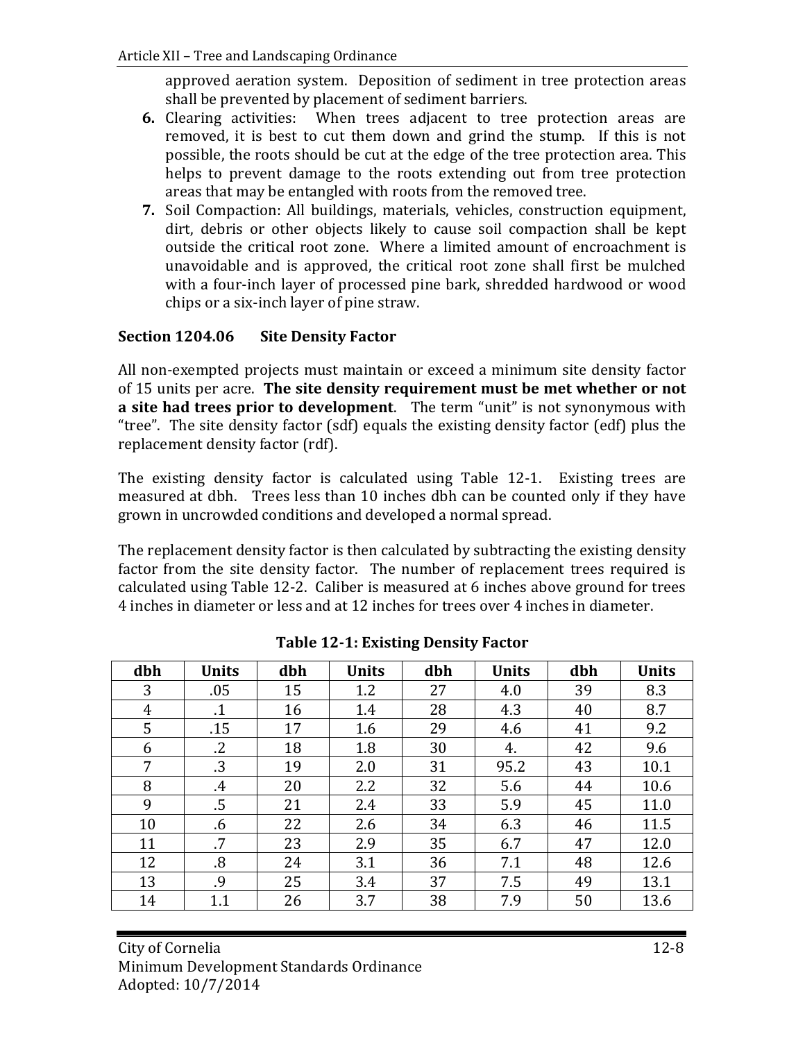approved aeration system. Deposition of sediment in tree protection areas shall be prevented by placement of sediment barriers.

6. Clearing activities: When trees adjacent to tree protection areas are removed, it is best to cut them down and grind the stump. If this is not possible, the roots should be cut at the edge of the tree protection area. This helps to prevent damage to the roots extending out from tree protection areas that may be entangled with roots from the removed tree.
7. Soil Compaction: All buildings, materials, vehicles, construction equipment, dirt, debris or other objects likely to cause soil compaction shall be kept outside the critical root zone. Where a limited amount of encroachment is unavoidable and is approved, the critical root zone shall first be mulched with a four-inch layer of processed pine bark, shredded hardwood or wood chips or a six-inch layer of pine straw.

### Section 1204.06 Site Density Factor

All non-exempted projects must maintain or exceed a minimum site density factor of 15 units per acre. **The site density requirement must be met whether or not a site had trees prior to development**. The term "unit" is not synonymous with "tree". The site density factor (sdf) equals the existing density factor (edf) plus the replacement density factor (rdf).

The existing density factor is calculated using Table 12-1. Existing trees are measured at dbh. Trees less than 10 inches dbh can be counted only if they have grown in uncrowded conditions and developed a normal spread.

The replacement density factor is then calculated by subtracting the existing density factor from the site density factor. The number of replacement trees required is calculated using Table 12-2. Caliber is measured at 6 inches above ground for trees 4 inches in diameter or less and at 12 inches for trees over 4 inches in diameter.

**Table 12-1: Existing Density Factor**

| dbh | Units | dbh | Units | dbh | Units | dbh | Units |
|---|---|---|---|---|---|---|---|
| 3 | .05 | 15 | 1.2 | 27 | 4.0 | 39 | 8.3 |
| 4 | .1 | 16 | 1.4 | 28 | 4.3 | 40 | 8.7 |
| 5 | .15 | 17 | 1.6 | 29 | 4.6 | 41 | 9.2 |
| 6 | .2 | 18 | 1.8 | 30 | 4. | 42 | 9.6 |
| 7 | .3 | 19 | 2.0 | 31 | 95.2 | 43 | 10.1 |
| 8 | .4 | 20 | 2.2 | 32 | 5.6 | 44 | 10.6 |
| 9 | .5 | 21 | 2.4 | 33 | 5.9 | 45 | 11.0 |
| 10 | .6 | 22 | 2.6 | 34 | 6.3 | 46 | 11.5 |
| 11 | .7 | 23 | 2.9 | 35 | 6.7 | 47 | 12.0 |
| 12 | .8 | 24 | 3.1 | 36 | 7.1 | 48 | 12.6 |
| 13 | .9 | 25 | 3.4 | 37 | 7.5 | 49 | 13.1 |
| 14 | 1.1 | 26 | 3.7 | 38 | 7.9 | 50 | 13.6 |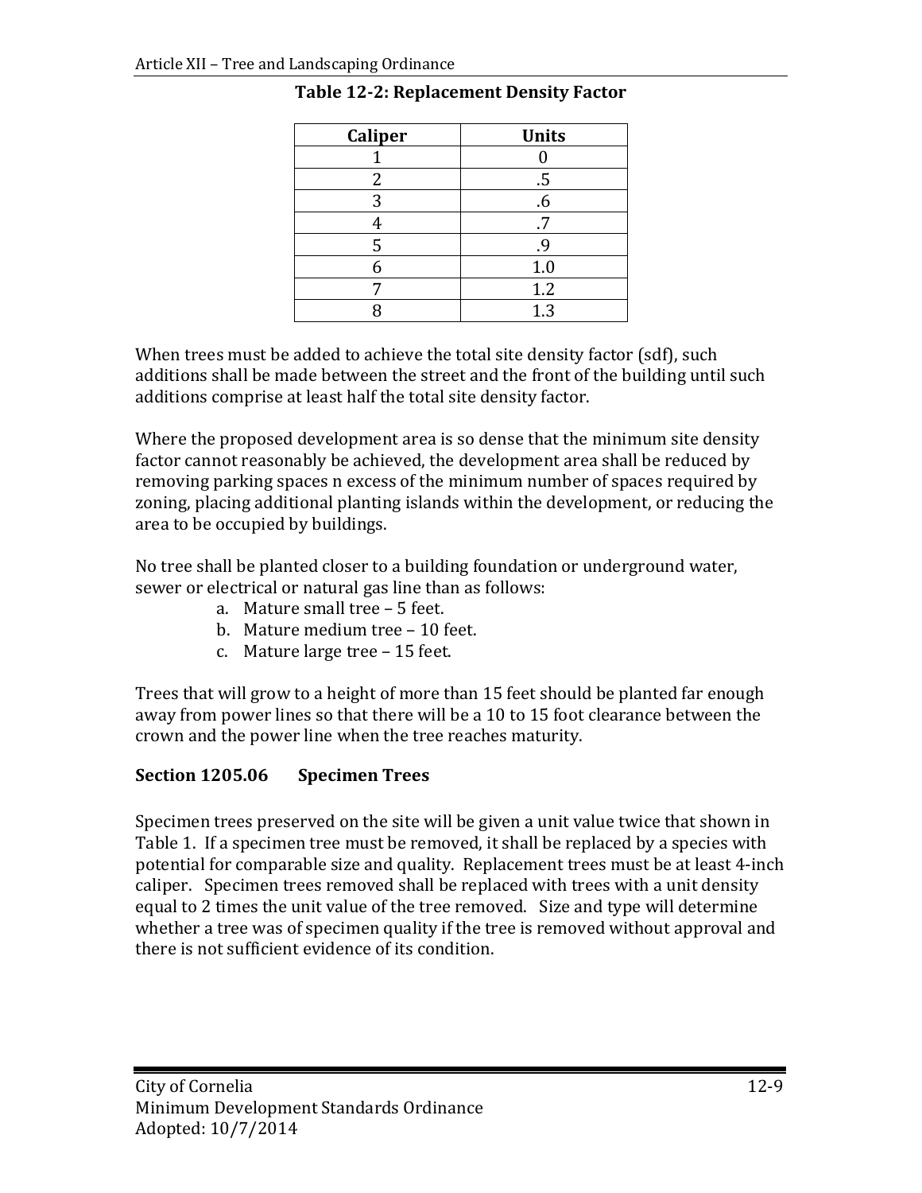**Table 12-2: Replacement Density Factor**

| Caliper | Units |
|---|---|
| 1 | 0 |
| 2 | .5 |
| 3 | .6 |
| 4 | .7 |
| 5 | .9 |
| 6 | 1.0 |
| 7 | 1.2 |
| 8 | 1.3 |

When trees must be added to achieve the total site density factor (sdf), such additions shall be made between the street and the front of the building until such additions comprise at least half the total site density factor.

Where the proposed development area is so dense that the minimum site density factor cannot reasonably be achieved, the development area shall be reduced by removing parking spaces n excess of the minimum number of spaces required by zoning, placing additional planting islands within the development, or reducing the area to be occupied by buildings.

No tree shall be planted closer to a building foundation or underground water, sewer or electrical or natural gas line than as follows:

a. Mature small tree – 5 feet.
b. Mature medium tree – 10 feet.
c. Mature large tree – 15 feet.

Trees that will grow to a height of more than 15 feet should be planted far enough away from power lines so that there will be a 10 to 15 foot clearance between the crown and the power line when the tree reaches maturity.

### Section 1205.06 Specimen Trees

Specimen trees preserved on the site will be given a unit value twice that shown in Table 1. If a specimen tree must be removed, it shall be replaced by a species with potential for comparable size and quality. Replacement trees must be at least 4-inch caliper. Specimen trees removed shall be replaced with trees with a unit density equal to 2 times the unit value of the tree removed. Size and type will determine whether a tree was of specimen quality if the tree is removed without approval and there is not sufficient evidence of its condition.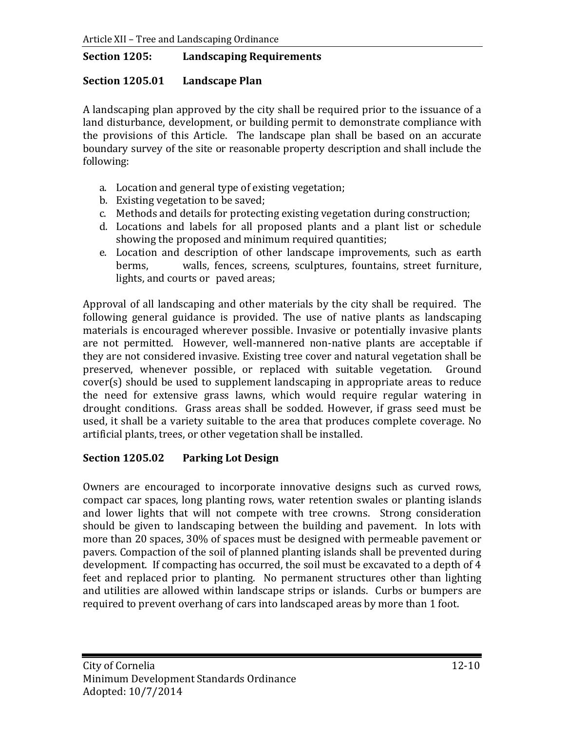## Section 1205: Landscaping Requirements

### Section 1205.01 Landscape Plan

A landscaping plan approved by the city shall be required prior to the issuance of a land disturbance, development, or building permit to demonstrate compliance with the provisions of this Article. The landscape plan shall be based on an accurate boundary survey of the site or reasonable property description and shall include the following:

a. Location and general type of existing vegetation;
b. Existing vegetation to be saved;
c. Methods and details for protecting existing vegetation during construction;
d. Locations and labels for all proposed plants and a plant list or schedule showing the proposed and minimum required quantities;
e. Location and description of other landscape improvements, such as earth berms, walls, fences, screens, sculptures, fountains, street furniture, lights, and courts or paved areas;

Approval of all landscaping and other materials by the city shall be required. The following general guidance is provided. The use of native plants as landscaping materials is encouraged wherever possible. Invasive or potentially invasive plants are not permitted. However, well-mannered non-native plants are acceptable if they are not considered invasive. Existing tree cover and natural vegetation shall be preserved, whenever possible, or replaced with suitable vegetation. Ground cover(s) should be used to supplement landscaping in appropriate areas to reduce the need for extensive grass lawns, which would require regular watering in drought conditions. Grass areas shall be sodded. However, if grass seed must be used, it shall be a variety suitable to the area that produces complete coverage. No artificial plants, trees, or other vegetation shall be installed.

### Section 1205.02 Parking Lot Design

Owners are encouraged to incorporate innovative designs such as curved rows, compact car spaces, long planting rows, water retention swales or planting islands and lower lights that will not compete with tree crowns. Strong consideration should be given to landscaping between the building and pavement. In lots with more than 20 spaces, 30% of spaces must be designed with permeable pavement or pavers. Compaction of the soil of planned planting islands shall be prevented during development. If compacting has occurred, the soil must be excavated to a depth of 4 feet and replaced prior to planting. No permanent structures other than lighting and utilities are allowed within landscape strips or islands. Curbs or bumpers are required to prevent overhang of cars into landscaped areas by more than 1 foot.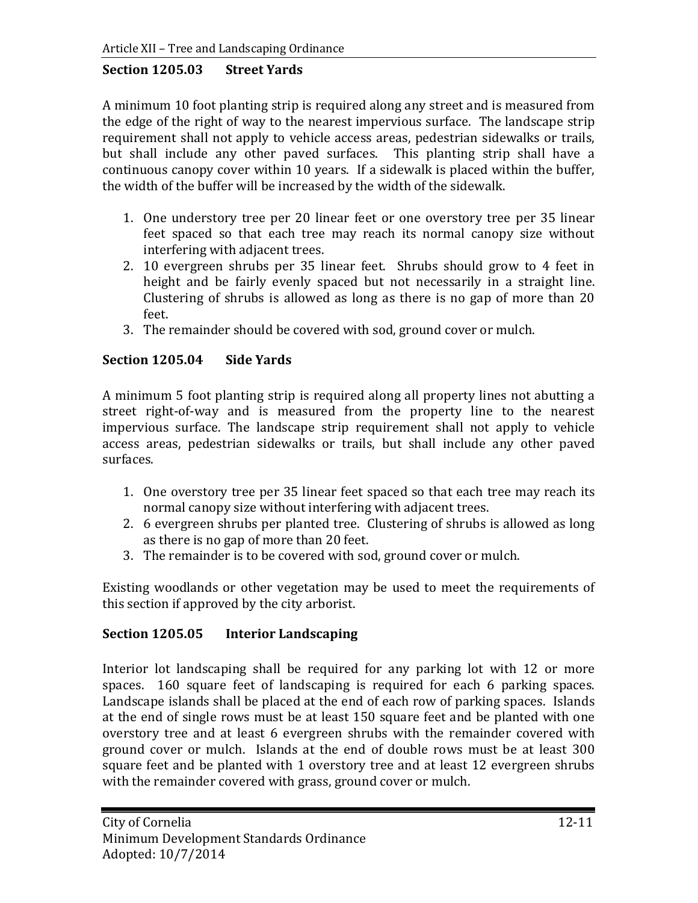### Section 1205.03 Street Yards

A minimum 10 foot planting strip is required along any street and is measured from the edge of the right of way to the nearest impervious surface. The landscape strip requirement shall not apply to vehicle access areas, pedestrian sidewalks or trails, but shall include any other paved surfaces. This planting strip shall have a continuous canopy cover within 10 years. If a sidewalk is placed within the buffer, the width of the buffer will be increased by the width of the sidewalk.

1. One understory tree per 20 linear feet or one overstory tree per 35 linear feet spaced so that each tree may reach its normal canopy size without interfering with adjacent trees.
2. 10 evergreen shrubs per 35 linear feet. Shrubs should grow to 4 feet in height and be fairly evenly spaced but not necessarily in a straight line. Clustering of shrubs is allowed as long as there is no gap of more than 20 feet.
3. The remainder should be covered with sod, ground cover or mulch.

### Section 1205.04 Side Yards

A minimum 5 foot planting strip is required along all property lines not abutting a street right-of-way and is measured from the property line to the nearest impervious surface. The landscape strip requirement shall not apply to vehicle access areas, pedestrian sidewalks or trails, but shall include any other paved surfaces.

1. One overstory tree per 35 linear feet spaced so that each tree may reach its normal canopy size without interfering with adjacent trees.
2. 6 evergreen shrubs per planted tree. Clustering of shrubs is allowed as long as there is no gap of more than 20 feet.
3. The remainder is to be covered with sod, ground cover or mulch.

Existing woodlands or other vegetation may be used to meet the requirements of this section if approved by the city arborist.

### Section 1205.05 Interior Landscaping

Interior lot landscaping shall be required for any parking lot with 12 or more spaces. 160 square feet of landscaping is required for each 6 parking spaces. Landscape islands shall be placed at the end of each row of parking spaces. Islands at the end of single rows must be at least 150 square feet and be planted with one overstory tree and at least 6 evergreen shrubs with the remainder covered with ground cover or mulch. Islands at the end of double rows must be at least 300 square feet and be planted with 1 overstory tree and at least 12 evergreen shrubs with the remainder covered with grass, ground cover or mulch.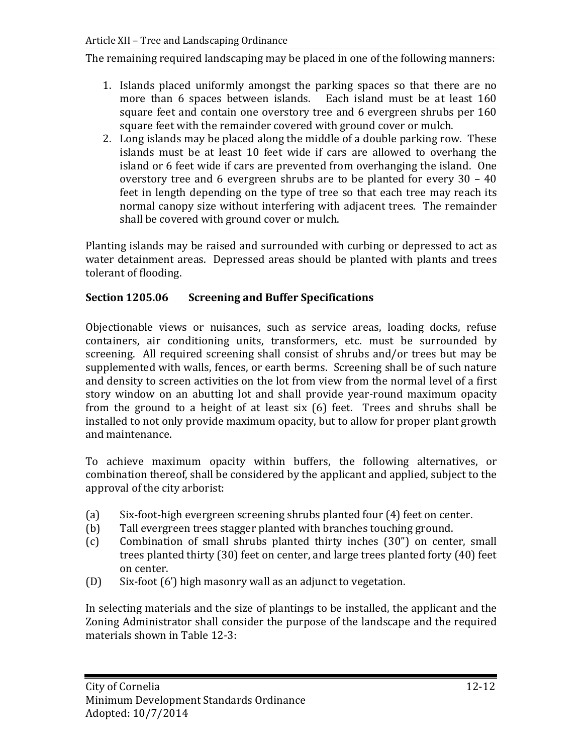The remaining required landscaping may be placed in one of the following manners:

1. Islands placed uniformly amongst the parking spaces so that there are no more than 6 spaces between islands. Each island must be at least 160 square feet and contain one overstory tree and 6 evergreen shrubs per 160 square feet with the remainder covered with ground cover or mulch.
2. Long islands may be placed along the middle of a double parking row. These islands must be at least 10 feet wide if cars are allowed to overhang the island or 6 feet wide if cars are prevented from overhanging the island. One overstory tree and 6 evergreen shrubs are to be planted for every 30 – 40 feet in length depending on the type of tree so that each tree may reach its normal canopy size without interfering with adjacent trees. The remainder shall be covered with ground cover or mulch.

Planting islands may be raised and surrounded with curbing or depressed to act as water detainment areas. Depressed areas should be planted with plants and trees tolerant of flooding.

## Section 1205.06 Screening and Buffer Specifications

Objectionable views or nuisances, such as service areas, loading docks, refuse containers, air conditioning units, transformers, etc. must be surrounded by screening. All required screening shall consist of shrubs and/or trees but may be supplemented with walls, fences, or earth berms. Screening shall be of such nature and density to screen activities on the lot from view from the normal level of a first story window on an abutting lot and shall provide year-round maximum opacity from the ground to a height of at least six (6) feet. Trees and shrubs shall be installed to not only provide maximum opacity, but to allow for proper plant growth and maintenance.

To achieve maximum opacity within buffers, the following alternatives, or combination thereof, shall be considered by the applicant and applied, subject to the approval of the city arborist:

(a) Six-foot-high evergreen screening shrubs planted four (4) feet on center.
(b) Tall evergreen trees stagger planted with branches touching ground.
(c) Combination of small shrubs planted thirty inches (30") on center, small trees planted thirty (30) feet on center, and large trees planted forty (40) feet on center.
(D) Six-foot (6') high masonry wall as an adjunct to vegetation.

In selecting materials and the size of plantings to be installed, the applicant and the Zoning Administrator shall consider the purpose of the landscape and the required materials shown in Table 12-3: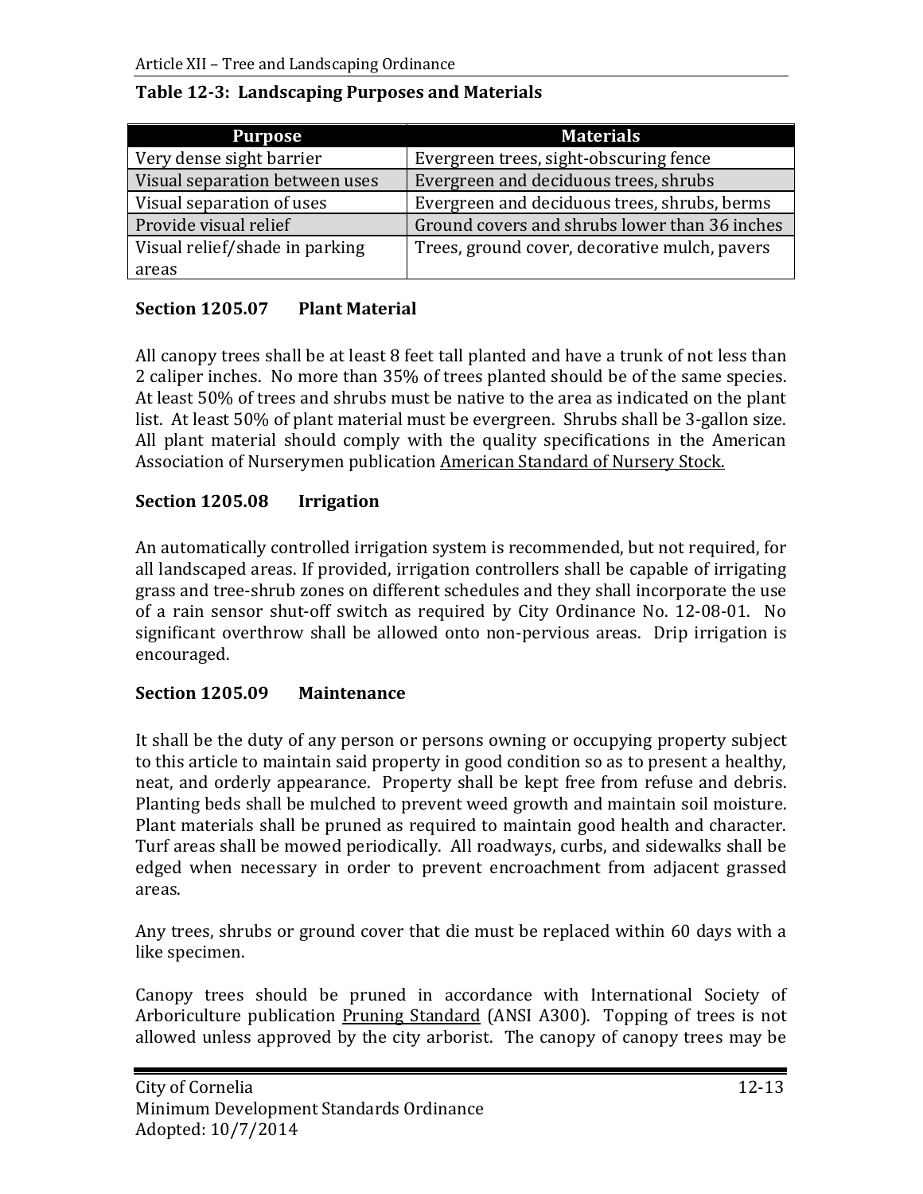**Table 12-3: Landscaping Purposes and Materials**

| Purpose | Materials |
|---|---|
| Very dense sight barrier | Evergreen trees, sight-obscuring fence |
| Visual separation between uses | Evergreen and deciduous trees, shrubs |
| Visual separation of uses | Evergreen and deciduous trees, shrubs, berms |
| Provide visual relief | Ground covers and shrubs lower than 36 inches |
| Visual relief/shade in parking areas | Trees, ground cover, decorative mulch, pavers |

### Section 1205.07 Plant Material

All canopy trees shall be at least 8 feet tall planted and have a trunk of not less than 2 caliper inches. No more than 35% of trees planted should be of the same species. At least 50% of trees and shrubs must be native to the area as indicated on the plant list. At least 50% of plant material must be evergreen. Shrubs shall be 3-gallon size. All plant material should comply with the quality specifications in the American Association of Nurserymen publication American Standard of Nursery Stock.

### Section 1205.08 Irrigation

An automatically controlled irrigation system is recommended, but not required, for all landscaped areas. If provided, irrigation controllers shall be capable of irrigating grass and tree-shrub zones on different schedules and they shall incorporate the use of a rain sensor shut-off switch as required by City Ordinance No. 12-08-01. No significant overthrow shall be allowed onto non-pervious areas. Drip irrigation is encouraged.

### Section 1205.09 Maintenance

It shall be the duty of any person or persons owning or occupying property subject to this article to maintain said property in good condition so as to present a healthy, neat, and orderly appearance. Property shall be kept free from refuse and debris. Planting beds shall be mulched to prevent weed growth and maintain soil moisture. Plant materials shall be pruned as required to maintain good health and character. Turf areas shall be mowed periodically. All roadways, curbs, and sidewalks shall be edged when necessary in order to prevent encroachment from adjacent grassed areas.

Any trees, shrubs or ground cover that die must be replaced within 60 days with a like specimen.

Canopy trees should be pruned in accordance with International Society of Arboriculture publication Pruning Standard (ANSI A300). Topping of trees is not allowed unless approved by the city arborist. The canopy of canopy trees may be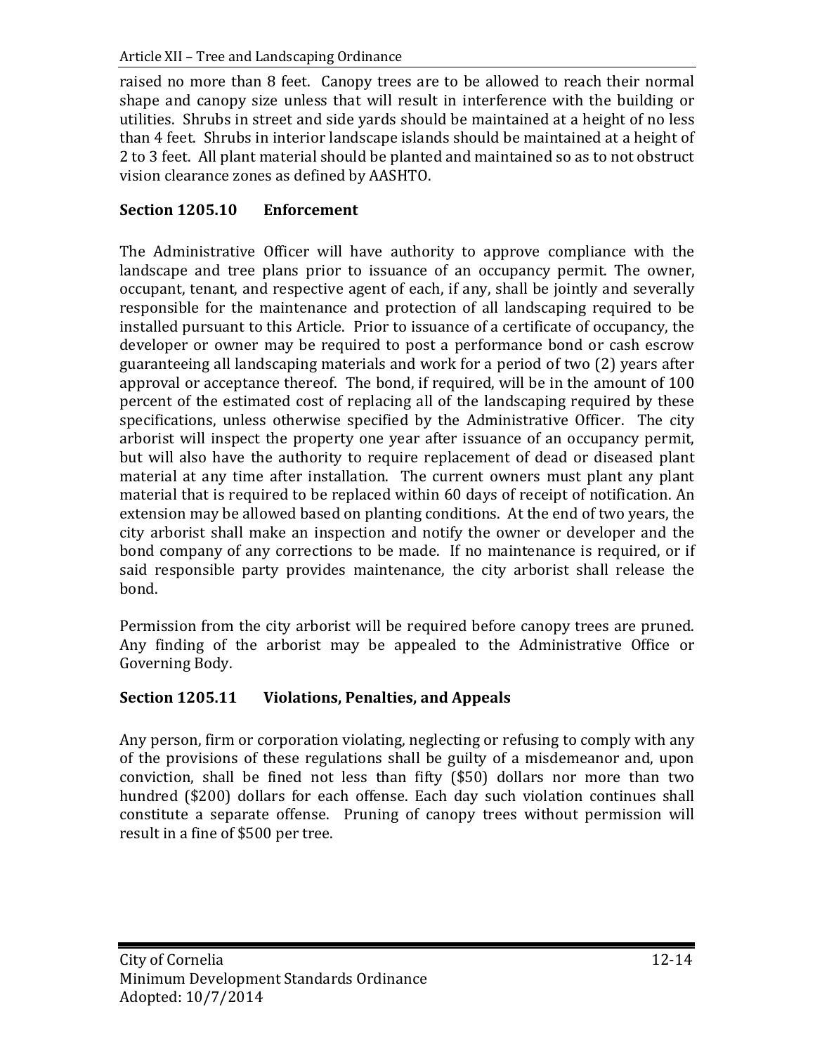raised no more than 8 feet. Canopy trees are to be allowed to reach their normal shape and canopy size unless that will result in interference with the building or utilities. Shrubs in street and side yards should be maintained at a height of no less than 4 feet. Shrubs in interior landscape islands should be maintained at a height of 2 to 3 feet. All plant material should be planted and maintained so as to not obstruct vision clearance zones as defined by AASHTO.

### Section 1205.10 Enforcement

The Administrative Officer will have authority to approve compliance with the landscape and tree plans prior to issuance of an occupancy permit. The owner, occupant, tenant, and respective agent of each, if any, shall be jointly and severally responsible for the maintenance and protection of all landscaping required to be installed pursuant to this Article. Prior to issuance of a certificate of occupancy, the developer or owner may be required to post a performance bond or cash escrow guaranteeing all landscaping materials and work for a period of two (2) years after approval or acceptance thereof. The bond, if required, will be in the amount of 100 percent of the estimated cost of replacing all of the landscaping required by these specifications, unless otherwise specified by the Administrative Officer. The city arborist will inspect the property one year after issuance of an occupancy permit, but will also have the authority to require replacement of dead or diseased plant material at any time after installation. The current owners must plant any plant material that is required to be replaced within 60 days of receipt of notification. An extension may be allowed based on planting conditions. At the end of two years, the city arborist shall make an inspection and notify the owner or developer and the bond company of any corrections to be made. If no maintenance is required, or if said responsible party provides maintenance, the city arborist shall release the bond.

Permission from the city arborist will be required before canopy trees are pruned. Any finding of the arborist may be appealed to the Administrative Office or Governing Body.

### Section 1205.11 Violations, Penalties, and Appeals

Any person, firm or corporation violating, neglecting or refusing to comply with any of the provisions of these regulations shall be guilty of a misdemeanor and, upon conviction, shall be fined not less than fifty ($50) dollars nor more than two hundred ($200) dollars for each offense. Each day such violation continues shall constitute a separate offense. Pruning of canopy trees without permission will result in a fine of $500 per tree.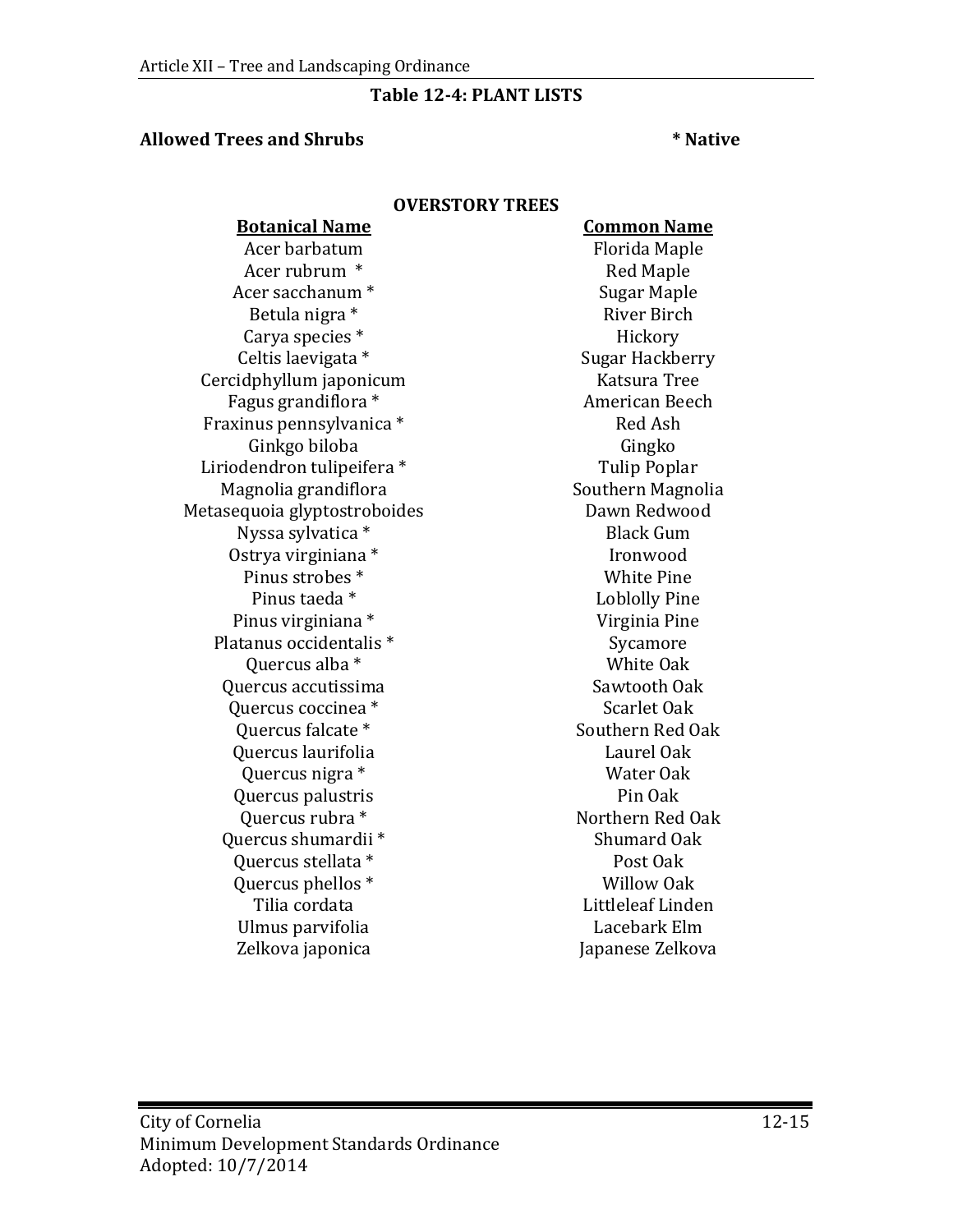## Table 12-4: PLANT LISTS

**Allowed Trees and Shrubs** **\* Native**

### OVERSTORY TREES

| Botanical Name | Common Name |
|---|---|
| Acer barbatum | Florida Maple |
| Acer rubrum * | Red Maple |
| Acer sacchanum * | Sugar Maple |
| Betula nigra * | River Birch |
| Carya species * | Hickory |
| Celtis laevigata * | Sugar Hackberry |
| Cercidphyllum japonicum | Katsura Tree |
| Fagus grandiflora * | American Beech |
| Fraxinus pennsylvanica * | Red Ash |
| Ginkgo biloba | Gingko |
| Liriodendron tulipeifera * | Tulip Poplar |
| Magnolia grandiflora | Southern Magnolia |
| Metasequoia glyptostroboides | Dawn Redwood |
| Nyssa sylvatica * | Black Gum |
| Ostrya virginiana * | Ironwood |
| Pinus strobes * | White Pine |
| Pinus taeda * | Loblolly Pine |
| Pinus virginiana * | Virginia Pine |
| Platanus occidentalis * | Sycamore |
| Quercus alba * | White Oak |
| Quercus accutissima | Sawtooth Oak |
| Quercus coccinea * | Scarlet Oak |
| Quercus falcate * | Southern Red Oak |
| Quercus laurifolia | Laurel Oak |
| Quercus nigra * | Water Oak |
| Quercus palustris | Pin Oak |
| Quercus rubra * | Northern Red Oak |
| Quercus shumardii * | Shumard Oak |
| Quercus stellata * | Post Oak |
| Quercus phellos * | Willow Oak |
| Tilia cordata | Littleleaf Linden |
| Ulmus parvifolia | Lacebark Elm |
| Zelkova japonica | Japanese Zelkova |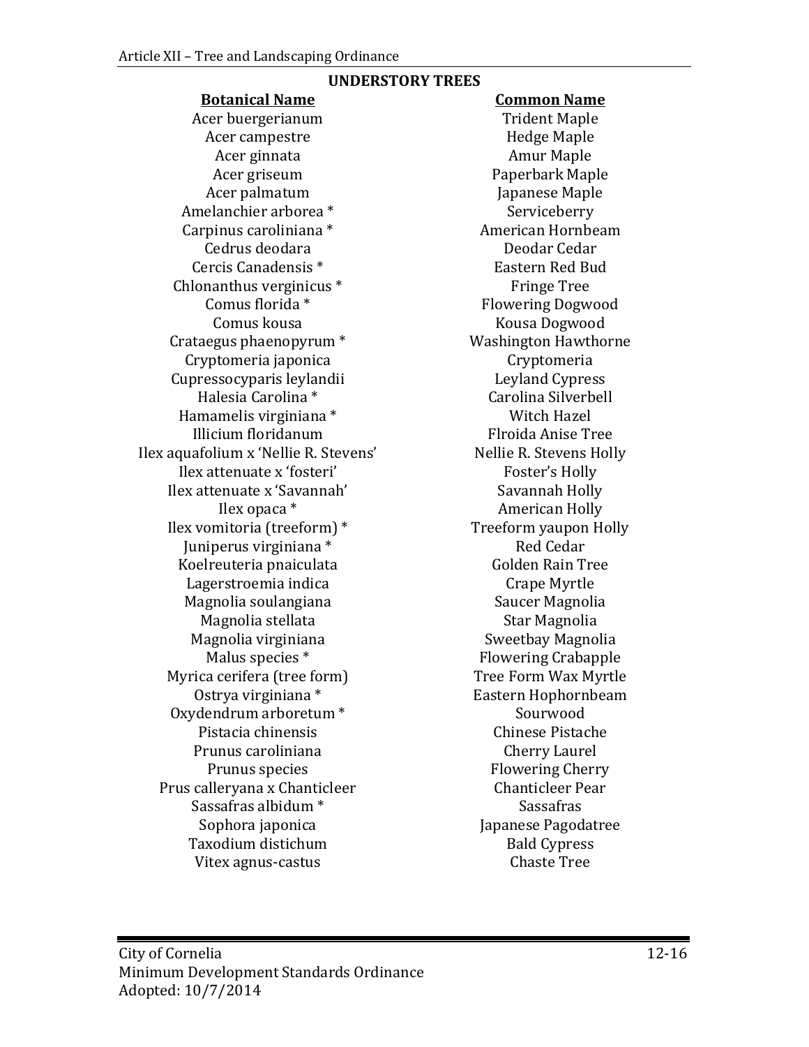**UNDERSTORY TREES**

| Botanical Name | Common Name |
|---|---|
| Acer buergerianum | Trident Maple |
| Acer campestre | Hedge Maple |
| Acer ginnata | Amur Maple |
| Acer griseum | Paperbark Maple |
| Acer palmatum | Japanese Maple |
| Amelanchier arborea * | Serviceberry |
| Carpinus caroliniana * | American Hornbeam |
| Cedrus deodara | Deodar Cedar |
| Cercis Canadensis * | Eastern Red Bud |
| Chlonanthus verginicus * | Fringe Tree |
| Comus florida * | Flowering Dogwood |
| Comus kousa | Kousa Dogwood |
| Crataegus phaenopyrum * | Washington Hawthorne |
| Cryptomeria japonica | Cryptomeria |
| Cupressocyparis leylandii | Leyland Cypress |
| Halesia Carolina * | Carolina Silverbell |
| Hamamelis virginiana * | Witch Hazel |
| Illicium floridanum | Flroida Anise Tree |
| Ilex aquafolium x 'Nellie R. Stevens' | Nellie R. Stevens Holly |
| Ilex attenuate x 'fosteri' | Foster's Holly |
| Ilex attenuate x 'Savannah' | Savannah Holly |
| Ilex opaca * | American Holly |
| Ilex vomitoria (treeform) * | Treeform yaupon Holly |
| Juniperus virginiana * | Red Cedar |
| Koelreuteria pnaiculata | Golden Rain Tree |
| Lagerstroemia indica | Crape Myrtle |
| Magnolia soulangiana | Saucer Magnolia |
| Magnolia stellata | Star Magnolia |
| Magnolia virginiana | Sweetbay Magnolia |
| Malus species * | Flowering Crabapple |
| Myrica cerifera (tree form) | Tree Form Wax Myrtle |
| Ostrya virginiana * | Eastern Hophornbeam |
| Oxydendrum arboretum * | Sourwood |
| Pistacia chinensis | Chinese Pistache |
| Prunus caroliniana | Cherry Laurel |
| Prunus species | Flowering Cherry |
| Prus calleryana x Chanticleer | Chanticleer Pear |
| Sassafras albidum * | Sassafras |
| Sophora japonica | Japanese Pagodatree |
| Taxodium distichum | Bald Cypress |
| Vitex agnus-castus | Chaste Tree |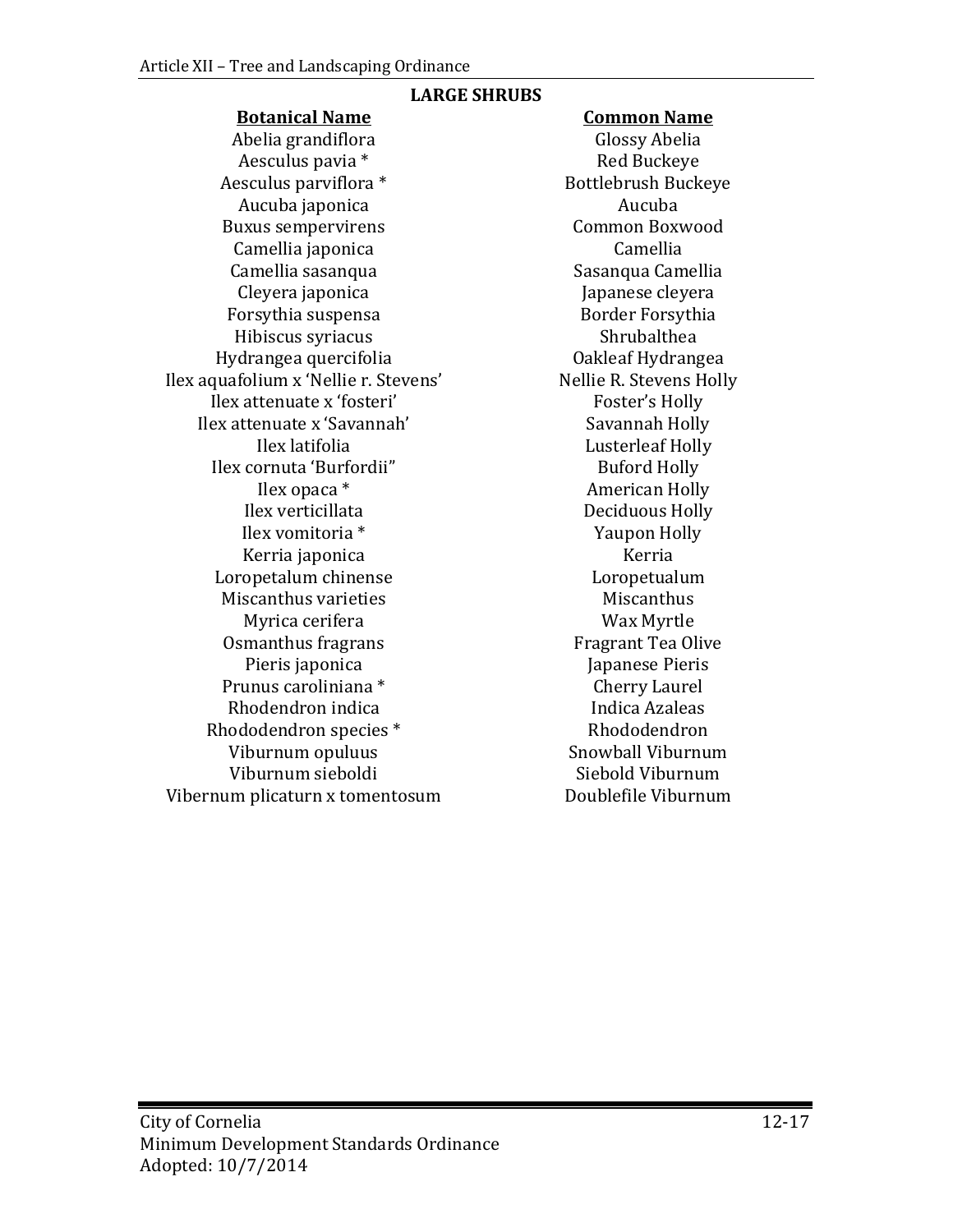**LARGE SHRUBS**

| Botanical Name | Common Name |
|---|---|
| Abelia grandiflora | Glossy Abelia |
| Aesculus pavia * | Red Buckeye |
| Aesculus parviflora * | Bottlebrush Buckeye |
| Aucuba japonica | Aucuba |
| Buxus sempervirens | Common Boxwood |
| Camellia japonica | Camellia |
| Camellia sasanqua | Sasanqua Camellia |
| Cleyera japonica | Japanese cleyera |
| Forsythia suspensa | Border Forsythia |
| Hibiscus syriacus | Shrubalthea |
| Hydrangea quercifolia | Oakleaf Hydrangea |
| Ilex aquafolium x 'Nellie r. Stevens' | Nellie R. Stevens Holly |
| Ilex attenuate x 'fosteri' | Foster's Holly |
| Ilex attenuate x 'Savannah' | Savannah Holly |
| Ilex latifolia | Lusterleaf Holly |
| Ilex cornuta 'Burfordii" | Buford Holly |
| Ilex opaca * | American Holly |
| Ilex verticillata | Deciduous Holly |
| Ilex vomitoria * | Yaupon Holly |
| Kerria japonica | Kerria |
| Loropetalum chinense | Loropetualum |
| Miscanthus varieties | Miscanthus |
| Myrica cerifera | Wax Myrtle |
| Osmanthus fragrans | Fragrant Tea Olive |
| Pieris japonica | Japanese Pieris |
| Prunus caroliniana * | Cherry Laurel |
| Rhodendron indica | Indica Azaleas |
| Rhododendron species * | Rhododendron |
| Viburnum opuluus | Snowball Viburnum |
| Viburnum sieboldi | Siebold Viburnum |
| Vibernum plicaturn x tomentosum | Doublefile Viburnum |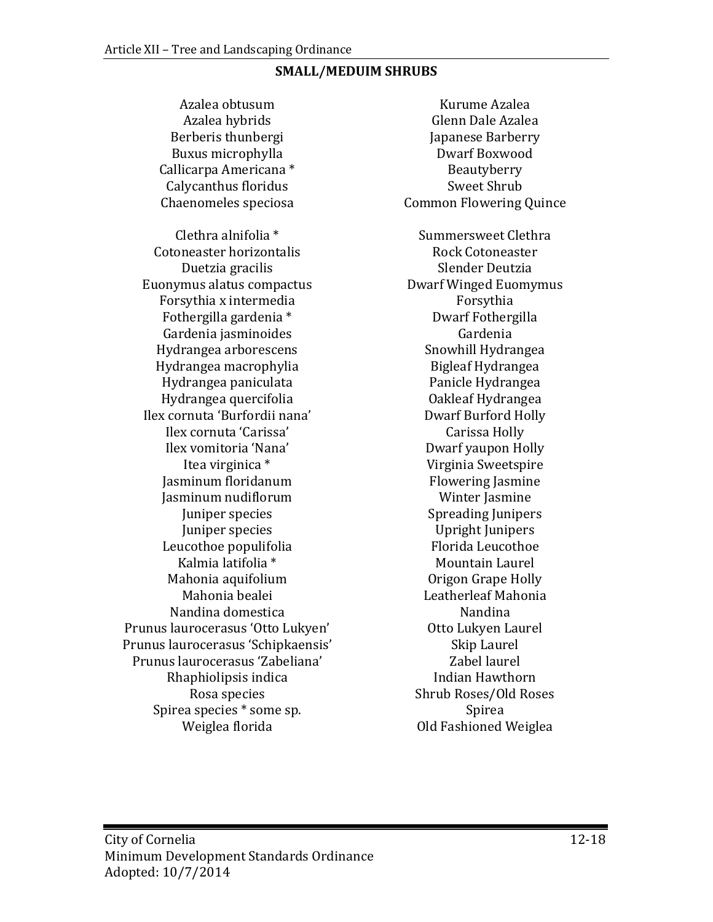**SMALL/MEDUIM SHRUBS**

| | |
|---|---|
| Azalea obtusum | Kurume Azalea |
| Azalea hybrids | Glenn Dale Azalea |
| Berberis thunbergi | Japanese Barberry |
| Buxus microphylla | Dwarf Boxwood |
| Callicarpa Americana * | Beautyberry |
| Calycanthus floridus | Sweet Shrub |
| Chaenomeles speciosa | Common Flowering Quince |
| Clethra alnifolia * | Summersweet Clethra |
| Cotoneaster horizontalis | Rock Cotoneaster |
| Duetzia gracilis | Slender Deutzia |
| Euonymus alatus compactus | Dwarf Winged Euomymus |
| Forsythia x intermedia | Forsythia |
| Fothergilla gardenia * | Dwarf Fothergilla |
| Gardenia jasminoides | Gardenia |
| Hydrangea arborescens | Snowhill Hydrangea |
| Hydrangea macrophylia | Bigleaf Hydrangea |
| Hydrangea paniculata | Panicle Hydrangea |
| Hydrangea quercifolia | Oakleaf Hydrangea |
| Ilex cornuta 'Burfordii nana' | Dwarf Burford Holly |
| Ilex cornuta 'Carissa' | Carissa Holly |
| Ilex vomitoria 'Nana' | Dwarf yaupon Holly |
| Itea virginica * | Virginia Sweetspire |
| Jasminum floridanum | Flowering Jasmine |
| Jasminum nudiflorum | Winter Jasmine |
| Juniper species | Spreading Junipers |
| Juniper species | Upright Junipers |
| Leucothoe populifolia | Florida Leucothoe |
| Kalmia latifolia * | Mountain Laurel |
| Mahonia aquifolium | Origon Grape Holly |
| Mahonia bealei | Leatherleaf Mahonia |
| Nandina domestica | Nandina |
| Prunus laurocerasus 'Otto Lukyen' | Otto Lukyen Laurel |
| Prunus laurocerasus 'Schipkaensis' | Skip Laurel |
| Prunus laurocerasus 'Zabeliana' | Zabel laurel |
| Rhaphiolipsis indica | Indian Hawthorn |
| Rosa species | Shrub Roses/Old Roses |
| Spirea species * some sp. | Spirea |
| Weiglea florida | Old Fashioned Weiglea |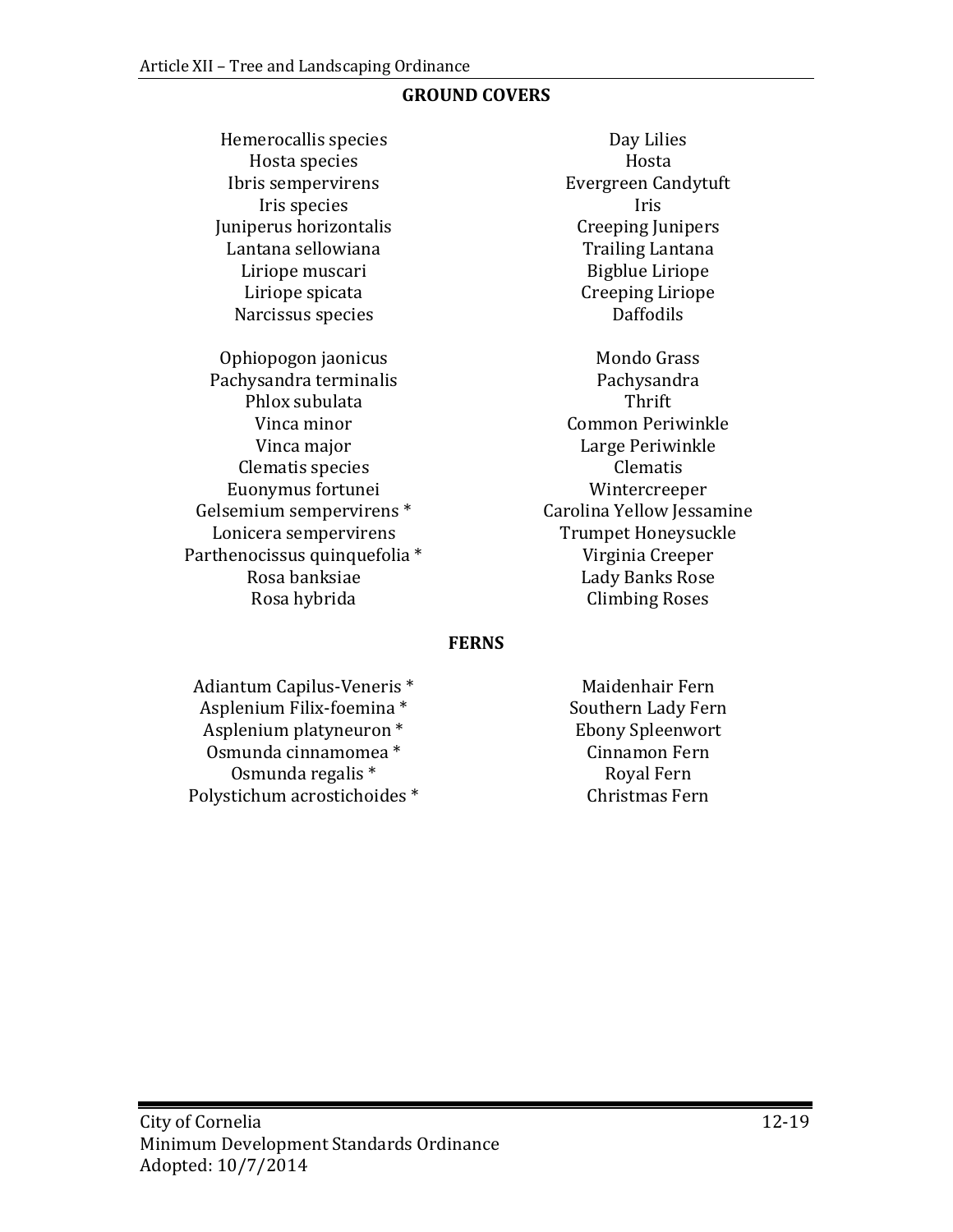**GROUND COVERS**

| Scientific Name | Common Name |
|---|---|
| Hemerocallis species | Day Lilies |
| Hosta species | Hosta |
| Ibris sempervirens | Evergreen Candytuft |
| Iris species | Iris |
| Juniperus horizontalis | Creeping Junipers |
| Lantana sellowiana | Trailing Lantana |
| Liriope muscari | Bigblue Liriope |
| Liriope spicata | Creeping Liriope |
| Narcissus species | Daffodils |
| Ophiopogon jaonicus | Mondo Grass |
| Pachysandra terminalis | Pachysandra |
| Phlox subulata | Thrift |
| Vinca minor | Common Periwinkle |
| Vinca major | Large Periwinkle |
| Clematis species | Clematis |
| Euonymus fortunei | Wintercreeper |
| Gelsemium sempervirens * | Carolina Yellow Jessamine |
| Lonicera sempervirens | Trumpet Honeysuckle |
| Parthenocissus quinquefolia * | Virginia Creeper |
| Rosa banksiae | Lady Banks Rose |
| Rosa hybrida | Climbing Roses |

**FERNS**

| Scientific Name | Common Name |
|---|---|
| Adiantum Capilus-Veneris * | Maidenhair Fern |
| Asplenium Filix-foemina * | Southern Lady Fern |
| Asplenium platyneuron * | Ebony Spleenwort |
| Osmunda cinnamomea * | Cinnamon Fern |
| Osmunda regalis * | Royal Fern |
| Polystichum acrostichoides * | Christmas Fern |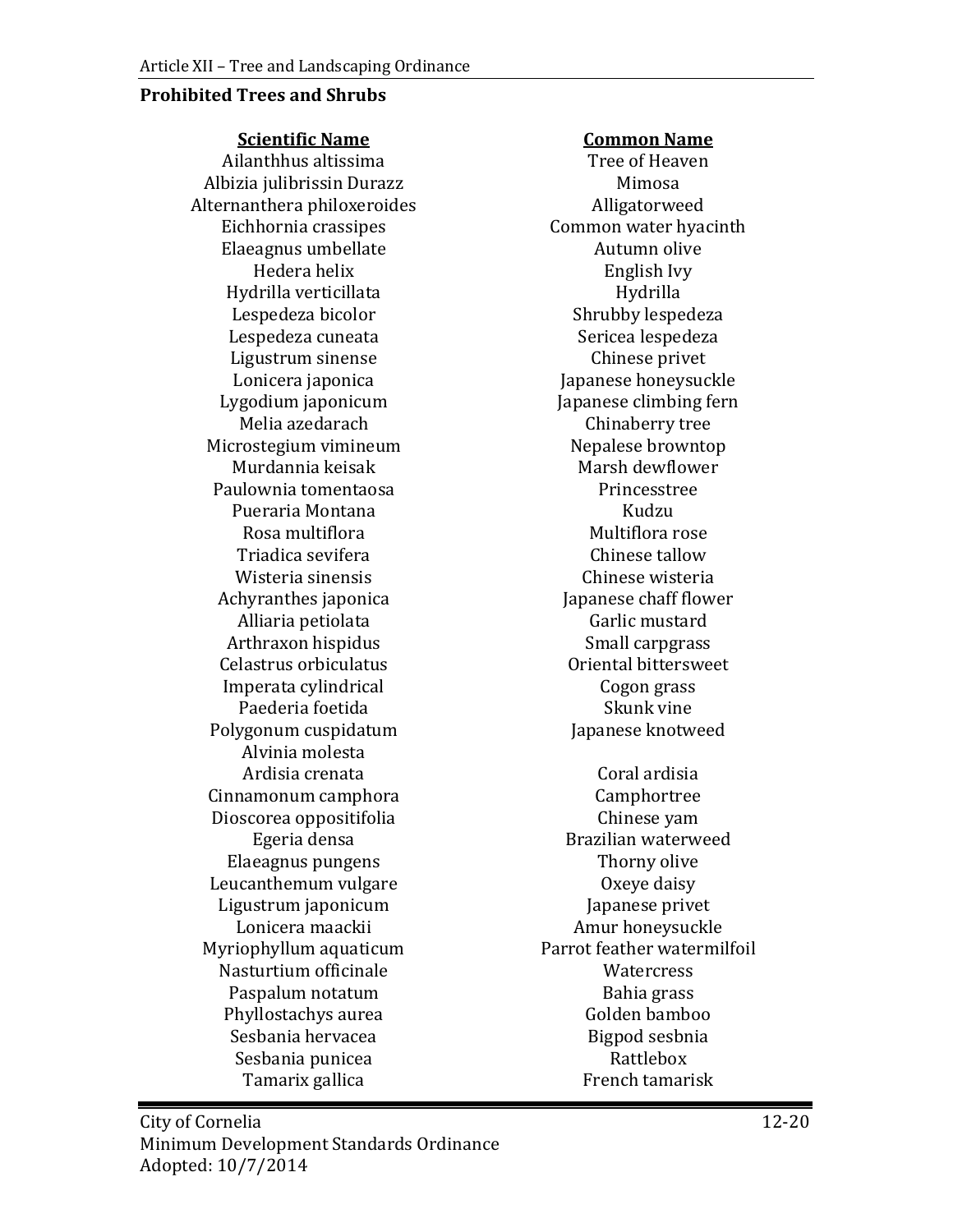**Prohibited Trees and Shrubs**

| Scientific Name | Common Name |
|---|---|
| Ailanthhus altissima | Tree of Heaven |
| Albizia julibrissin Durazz | Mimosa |
| Alternanthera philoxeroides | Alligatorweed |
| Eichhornia crassipes | Common water hyacinth |
| Elaeagnus umbellate | Autumn olive |
| Hedera helix | English Ivy |
| Hydrilla verticillata | Hydrilla |
| Lespedeza bicolor | Shrubby lespedeza |
| Lespedeza cuneata | Sericea lespedeza |
| Ligustrum sinense | Chinese privet |
| Lonicera japonica | Japanese honeysuckle |
| Lygodium japonicum | Japanese climbing fern |
| Melia azedarach | Chinaberry tree |
| Microstegium vimineum | Nepalese browntop |
| Murdannia keisak | Marsh dewflower |
| Paulownia tomentaosa | Princesstree |
| Pueraria Montana | Kudzu |
| Rosa multiflora | Multiflora rose |
| Triadica sevifera | Chinese tallow |
| Wisteria sinensis | Chinese wisteria |
| Achyranthes japonica | Japanese chaff flower |
| Alliaria petiolata | Garlic mustard |
| Arthraxon hispidus | Small carpgrass |
| Celastrus orbiculatus | Oriental bittersweet |
| Imperata cylindrical | Cogon grass |
| Paederia foetida | Skunk vine |
| Polygonum cuspidatum | Japanese knotweed |
| Alvinia molesta | |
| Ardisia crenata | Coral ardisia |
| Cinnamonum camphora | Camphortree |
| Dioscorea oppositifolia | Chinese yam |
| Egeria densa | Brazilian waterweed |
| Elaeagnus pungens | Thorny olive |
| Leucanthemum vulgare | Oxeye daisy |
| Ligustrum japonicum | Japanese privet |
| Lonicera maackii | Amur honeysuckle |
| Myriophyllum aquaticum | Parrot feather watermilfoil |
| Nasturtium officinale | Watercress |
| Paspalum notatum | Bahia grass |
| Phyllostachys aurea | Golden bamboo |
| Sesbania hervacea | Bigpod sesbnia |
| Sesbania punicea | Rattlebox |
| Tamarix gallica | French tamarisk |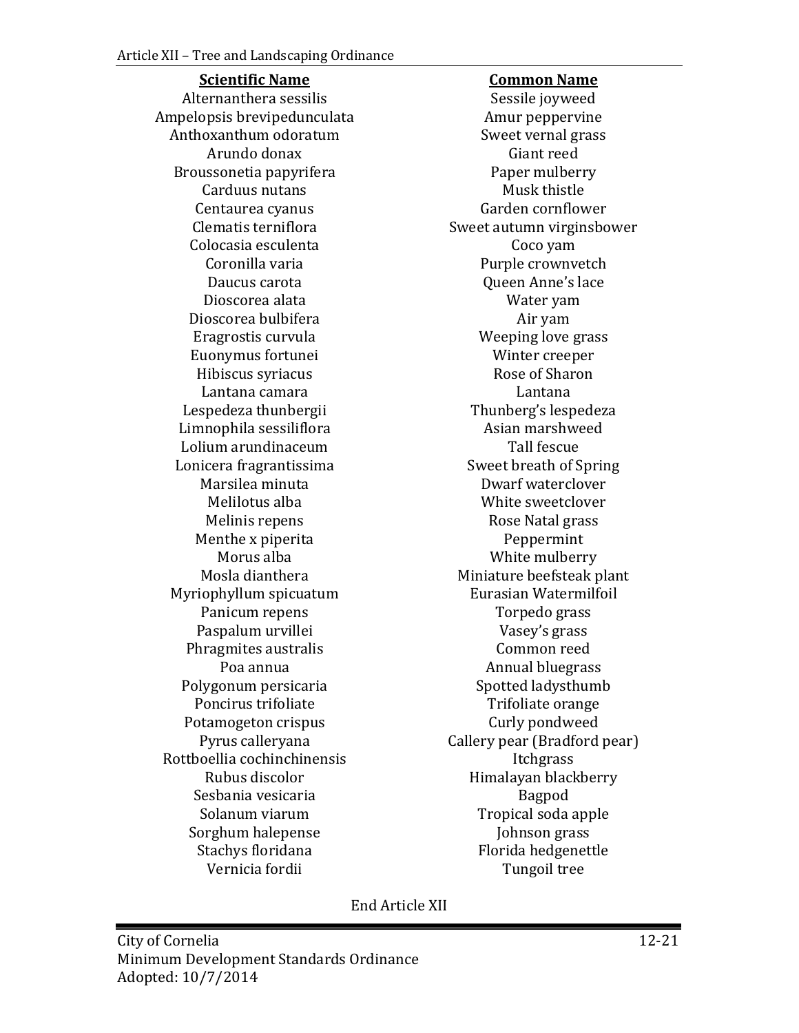| Scientific Name | Common Name |
| --- | --- |
| Alternanthera sessilis | Sessile joyweed |
| Ampelopsis brevipedunculata | Amur peppervine |
| Anthoxanthum odoratum | Sweet vernal grass |
| Arundo donax | Giant reed |
| Broussonetia papyrifera | Paper mulberry |
| Carduus nutans | Musk thistle |
| Centaurea cyanus | Garden cornflower |
| Clematis terniflora | Sweet autumn virginsbower |
| Colocasia esculenta | Coco yam |
| Coronilla varia | Purple crownvetch |
| Daucus carota | Queen Anne's lace |
| Dioscorea alata | Water yam |
| Dioscorea bulbifera | Air yam |
| Eragrostis curvula | Weeping love grass |
| Euonymus fortunei | Winter creeper |
| Hibiscus syriacus | Rose of Sharon |
| Lantana camara | Lantana |
| Lespedeza thunbergii | Thunberg's lespedeza |
| Limnophila sessiliflora | Asian marshweed |
| Lolium arundinaceum | Tall fescue |
| Lonicera fragrantissima | Sweet breath of Spring |
| Marsilea minuta | Dwarf waterclover |
| Melilotus alba | White sweetclover |
| Melinis repens | Rose Natal grass |
| Menthe x piperita | Peppermint |
| Morus alba | White mulberry |
| Mosla dianthera | Miniature beefsteak plant |
| Myriophyllum spicuatum | Eurasian Watermilfoil |
| Panicum repens | Torpedo grass |
| Paspalum urvillei | Vasey's grass |
| Phragmites australis | Common reed |
| Poa annua | Annual bluegrass |
| Polygonum persicaria | Spotted ladysthumb |
| Poncirus trifoliate | Trifoliate orange |
| Potamogeton crispus | Curly pondweed |
| Pyrus calleryana | Callery pear (Bradford pear) |
| Rottboellia cochinchinensis | Itchgrass |
| Rubus discolor | Himalayan blackberry |
| Sesbania vesicaria | Bagpod |
| Solanum viarum | Tropical soda apple |
| Sorghum halepense | Johnson grass |
| Stachys floridana | Florida hedgenettle |
| Vernicia fordii | Tungoil tree |

End Article XII